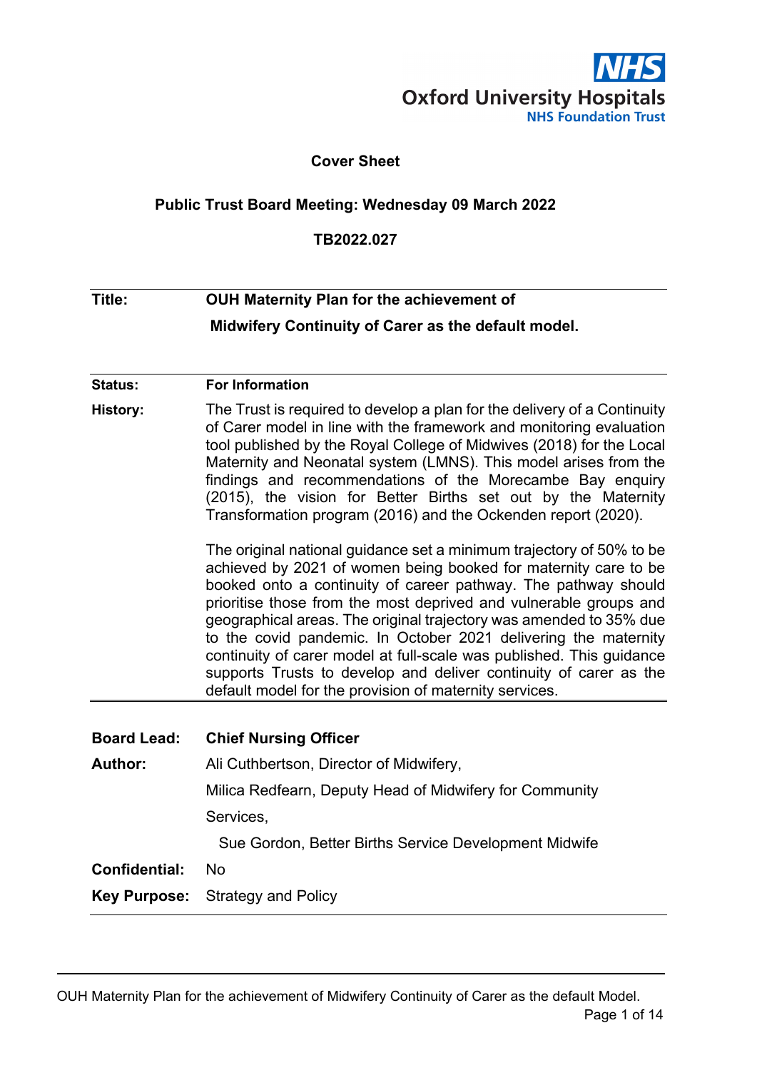Oxford University Hospitals
NHS Foundation Trust

**Cover Sheet**

**Public Trust Board Meeting: Wednesday 09 March 2022**

**TB2022.027**

| | |
|---|---|
| **Title:** | **OUH Maternity Plan for the achievement of Midwifery Continuity of Carer as the default model.** |
| **Status:** | **For Information** |
| **History:** | The Trust is required to develop a plan for the delivery of a Continuity of Carer model in line with the framework and monitoring evaluation tool published by the Royal College of Midwives (2018) for the Local Maternity and Neonatal system (LMNS). This model arises from the findings and recommendations of the Morecambe Bay enquiry (2015), the vision for Better Births set out by the Maternity Transformation program (2016) and the Ockenden report (2020).<br><br>The original national guidance set a minimum trajectory of 50% to be achieved by 2021 of women being booked for maternity care to be booked onto a continuity of career pathway. The pathway should prioritise those from the most deprived and vulnerable groups and geographical areas. The original trajectory was amended to 35% due to the covid pandemic. In October 2021 delivering the maternity continuity of carer model at full-scale was published. This guidance supports Trusts to develop and deliver continuity of carer as the default model for the provision of maternity services. |

| | |
|---|---|
| **Board Lead:** | **Chief Nursing Officer** |
| **Author:** | Ali Cuthbertson, Director of Midwifery,<br>Milica Redfearn, Deputy Head of Midwifery for Community Services,<br>Sue Gordon, Better Births Service Development Midwife |
| **Confidential:** | No |
| **Key Purpose:** | Strategy and Policy |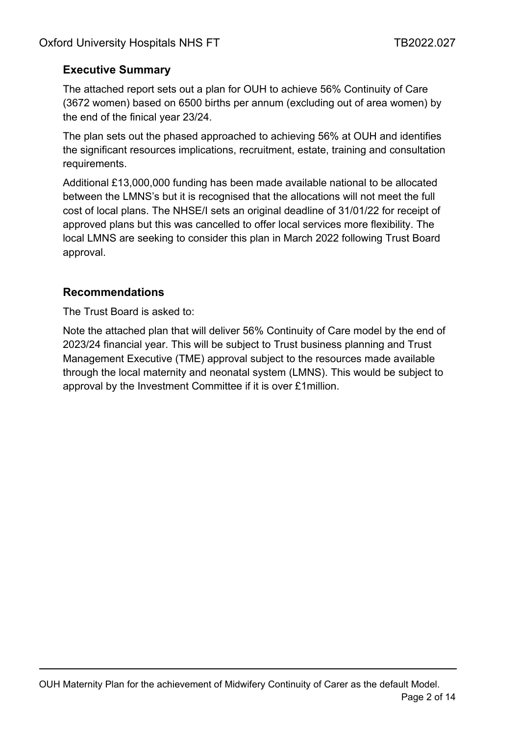## Executive Summary

The attached report sets out a plan for OUH to achieve 56% Continuity of Care (3672 women) based on 6500 births per annum (excluding out of area women) by the end of the finical year 23/24.

The plan sets out the phased approached to achieving 56% at OUH and identifies the significant resources implications, recruitment, estate, training and consultation requirements.

Additional £13,000,000 funding has been made available national to be allocated between the LMNS's but it is recognised that the allocations will not meet the full cost of local plans. The NHSE/I sets an original deadline of 31/01/22 for receipt of approved plans but this was cancelled to offer local services more flexibility. The local LMNS are seeking to consider this plan in March 2022 following Trust Board approval.

## Recommendations

The Trust Board is asked to:

Note the attached plan that will deliver 56% Continuity of Care model by the end of 2023/24 financial year. This will be subject to Trust business planning and Trust Management Executive (TME) approval subject to the resources made available through the local maternity and neonatal system (LMNS). This would be subject to approval by the Investment Committee if it is over £1million.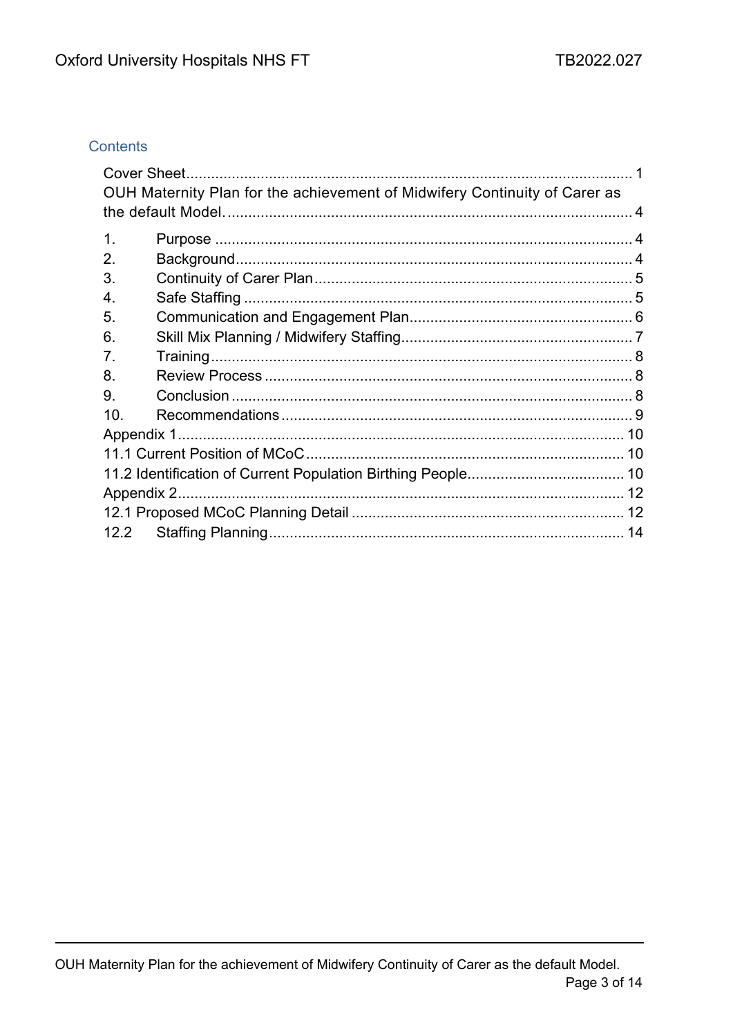## Contents

Cover Sheet.......................................................................................................... 1

OUH Maternity Plan for the achievement of Midwifery Continuity of Carer as the default Model. ................................................................................................. 4

1. Purpose .................................................................................................... 4
2. Background............................................................................................... 4
3. Continuity of Carer Plan............................................................................ 5
4. Safe Staffing ............................................................................................. 5
5. Communication and Engagement Plan..................................................... 6
6. Skill Mix Planning / Midwifery Staffing....................................................... 7
7. Training..................................................................................................... 8
8. Review Process ........................................................................................ 8
9. Conclusion ................................................................................................ 8
10. Recommendations .................................................................................... 9

Appendix 1.......................................................................................................... 10

11.1 Current Position of MCoC ............................................................................ 10

11.2 Identification of Current Population Birthing People..................................... 10

Appendix 2.......................................................................................................... 12

12.1 Proposed MCoC Planning Detail ................................................................. 12

12.2 Staffing Planning..................................................................................... 14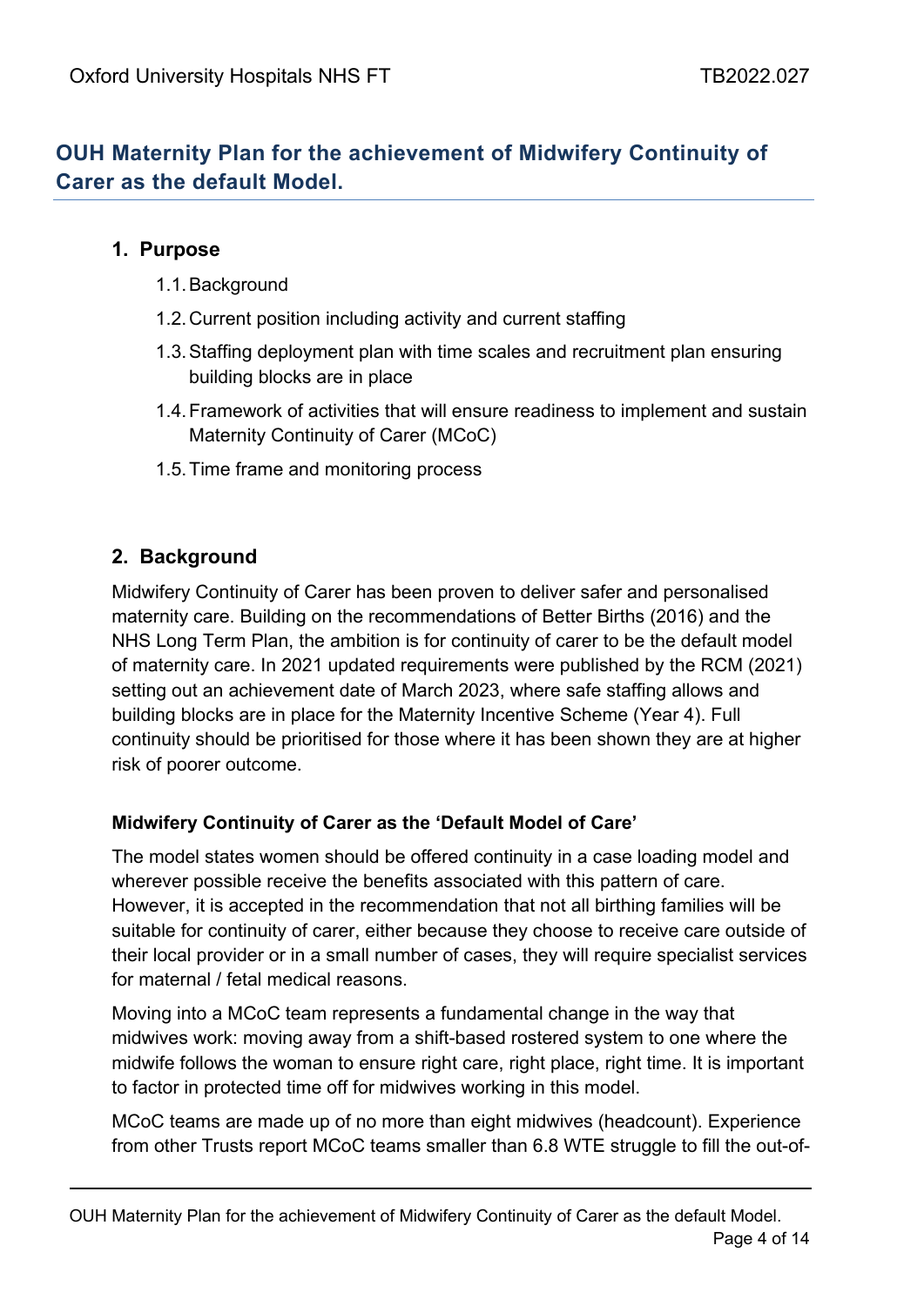# OUH Maternity Plan for the achievement of Midwifery Continuity of Carer as the default Model.

## 1. Purpose

1.1. Background

1.2. Current position including activity and current staffing

1.3. Staffing deployment plan with time scales and recruitment plan ensuring building blocks are in place

1.4. Framework of activities that will ensure readiness to implement and sustain Maternity Continuity of Carer (MCoC)

1.5. Time frame and monitoring process

## 2. Background

Midwifery Continuity of Carer has been proven to deliver safer and personalised maternity care. Building on the recommendations of Better Births (2016) and the NHS Long Term Plan, the ambition is for continuity of carer to be the default model of maternity care. In 2021 updated requirements were published by the RCM (2021) setting out an achievement date of March 2023, where safe staffing allows and building blocks are in place for the Maternity Incentive Scheme (Year 4). Full continuity should be prioritised for those where it has been shown they are at higher risk of poorer outcome.

### Midwifery Continuity of Carer as the 'Default Model of Care'

The model states women should be offered continuity in a case loading model and wherever possible receive the benefits associated with this pattern of care. However, it is accepted in the recommendation that not all birthing families will be suitable for continuity of carer, either because they choose to receive care outside of their local provider or in a small number of cases, they will require specialist services for maternal / fetal medical reasons.

Moving into a MCoC team represents a fundamental change in the way that midwives work: moving away from a shift-based rostered system to one where the midwife follows the woman to ensure right care, right place, right time. It is important to factor in protected time off for midwives working in this model.

MCoC teams are made up of no more than eight midwives (headcount). Experience from other Trusts report MCoC teams smaller than 6.8 WTE struggle to fill the out-of-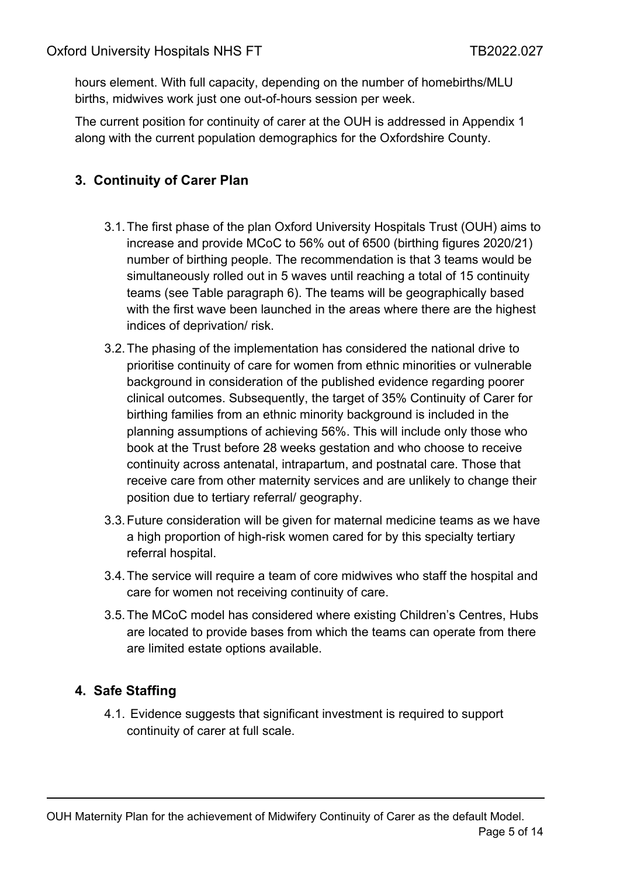hours element. With full capacity, depending on the number of homebirths/MLU births, midwives work just one out-of-hours session per week.

The current position for continuity of carer at the OUH is addressed in Appendix 1 along with the current population demographics for the Oxfordshire County.

## 3. Continuity of Carer Plan

3.1. The first phase of the plan Oxford University Hospitals Trust (OUH) aims to increase and provide MCoC to 56% out of 6500 (birthing figures 2020/21) number of birthing people. The recommendation is that 3 teams would be simultaneously rolled out in 5 waves until reaching a total of 15 continuity teams (see Table paragraph 6). The teams will be geographically based with the first wave been launched in the areas where there are the highest indices of deprivation/ risk.

3.2. The phasing of the implementation has considered the national drive to prioritise continuity of care for women from ethnic minorities or vulnerable background in consideration of the published evidence regarding poorer clinical outcomes. Subsequently, the target of 35% Continuity of Carer for birthing families from an ethnic minority background is included in the planning assumptions of achieving 56%. This will include only those who book at the Trust before 28 weeks gestation and who choose to receive continuity across antenatal, intrapartum, and postnatal care. Those that receive care from other maternity services and are unlikely to change their position due to tertiary referral/ geography.

3.3. Future consideration will be given for maternal medicine teams as we have a high proportion of high-risk women cared for by this specialty tertiary referral hospital.

3.4. The service will require a team of core midwives who staff the hospital and care for women not receiving continuity of care.

3.5. The MCoC model has considered where existing Children's Centres, Hubs are located to provide bases from which the teams can operate from there are limited estate options available.

## 4. Safe Staffing

4.1. Evidence suggests that significant investment is required to support continuity of carer at full scale.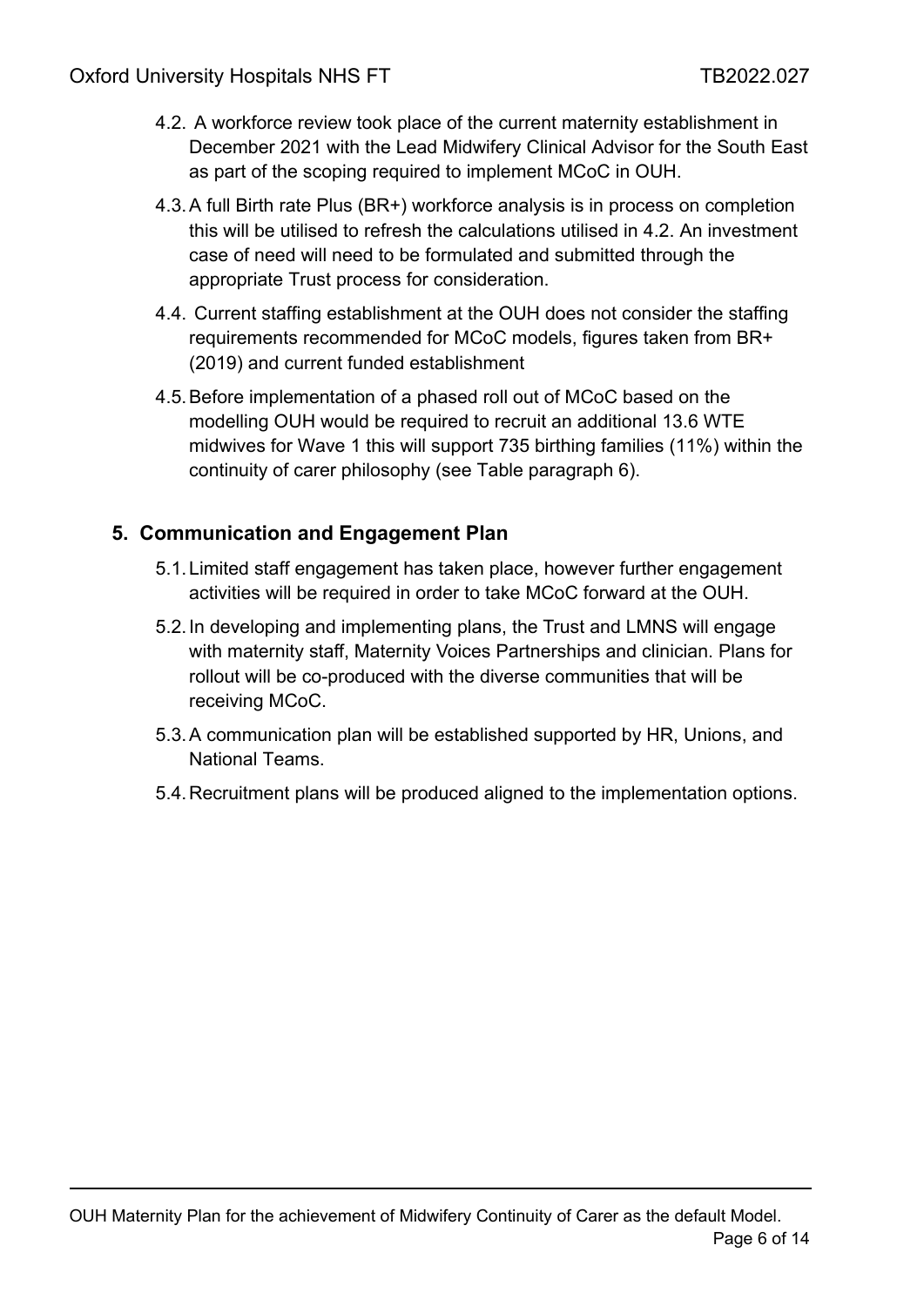4.2. A workforce review took place of the current maternity establishment in December 2021 with the Lead Midwifery Clinical Advisor for the South East as part of the scoping required to implement MCoC in OUH.

4.3. A full Birth rate Plus (BR+) workforce analysis is in process on completion this will be utilised to refresh the calculations utilised in 4.2. An investment case of need will need to be formulated and submitted through the appropriate Trust process for consideration.

4.4. Current staffing establishment at the OUH does not consider the staffing requirements recommended for MCoC models, figures taken from BR+ (2019) and current funded establishment

4.5. Before implementation of a phased roll out of MCoC based on the modelling OUH would be required to recruit an additional 13.6 WTE midwives for Wave 1 this will support 735 birthing families (11%) within the continuity of carer philosophy (see Table paragraph 6).

## 5. Communication and Engagement Plan

5.1. Limited staff engagement has taken place, however further engagement activities will be required in order to take MCoC forward at the OUH.

5.2. In developing and implementing plans, the Trust and LMNS will engage with maternity staff, Maternity Voices Partnerships and clinician. Plans for rollout will be co-produced with the diverse communities that will be receiving MCoC.

5.3. A communication plan will be established supported by HR, Unions, and National Teams.

5.4. Recruitment plans will be produced aligned to the implementation options.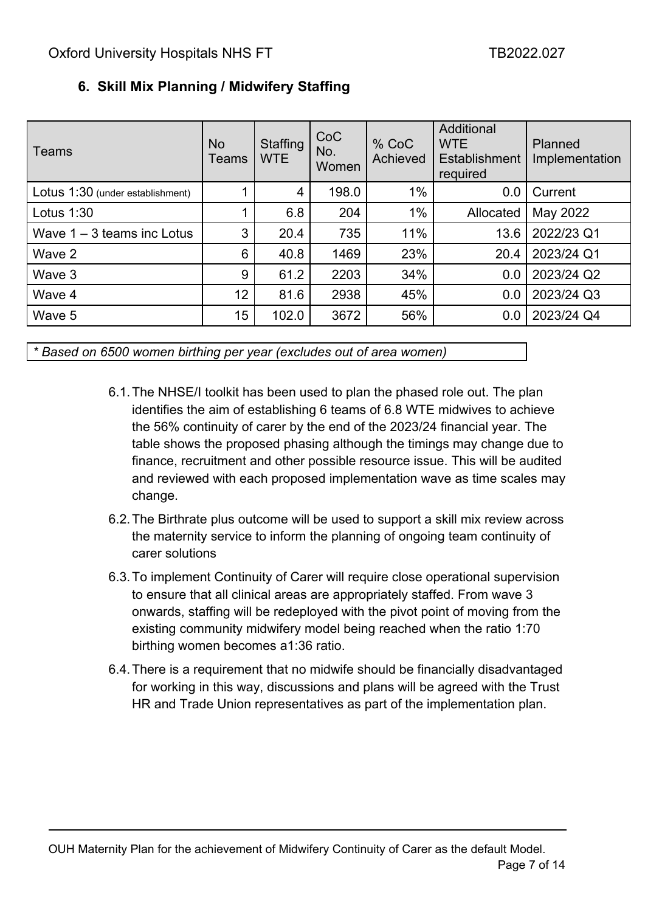## 6. Skill Mix Planning / Midwifery Staffing

| Teams | No Teams | Staffing WTE | CoC No. Women | % CoC Achieved | Additional WTE Establishment required | Planned Implementation |
|---|---|---|---|---|---|---|
| Lotus 1:30 (under establishment) | 1 | 4 | 198.0 | 1% | 0.0 | Current |
| Lotus 1:30 | 1 | 6.8 | 204 | 1% | Allocated | May 2022 |
| Wave 1 – 3 teams inc Lotus | 3 | 20.4 | 735 | 11% | 13.6 | 2022/23 Q1 |
| Wave 2 | 6 | 40.8 | 1469 | 23% | 20.4 | 2023/24 Q1 |
| Wave 3 | 9 | 61.2 | 2203 | 34% | 0.0 | 2023/24 Q2 |
| Wave 4 | 12 | 81.6 | 2938 | 45% | 0.0 | 2023/24 Q3 |
| Wave 5 | 15 | 102.0 | 3672 | 56% | 0.0 | 2023/24 Q4 |

*\* Based on 6500 women birthing per year (excludes out of area women)*

6.1. The NHSE/I toolkit has been used to plan the phased role out. The plan identifies the aim of establishing 6 teams of 6.8 WTE midwives to achieve the 56% continuity of carer by the end of the 2023/24 financial year. The table shows the proposed phasing although the timings may change due to finance, recruitment and other possible resource issue. This will be audited and reviewed with each proposed implementation wave as time scales may change.

6.2. The Birthrate plus outcome will be used to support a skill mix review across the maternity service to inform the planning of ongoing team continuity of carer solutions

6.3. To implement Continuity of Carer will require close operational supervision to ensure that all clinical areas are appropriately staffed. From wave 3 onwards, staffing will be redeployed with the pivot point of moving from the existing community midwifery model being reached when the ratio 1:70 birthing women becomes a1:36 ratio.

6.4. There is a requirement that no midwife should be financially disadvantaged for working in this way, discussions and plans will be agreed with the Trust HR and Trade Union representatives as part of the implementation plan.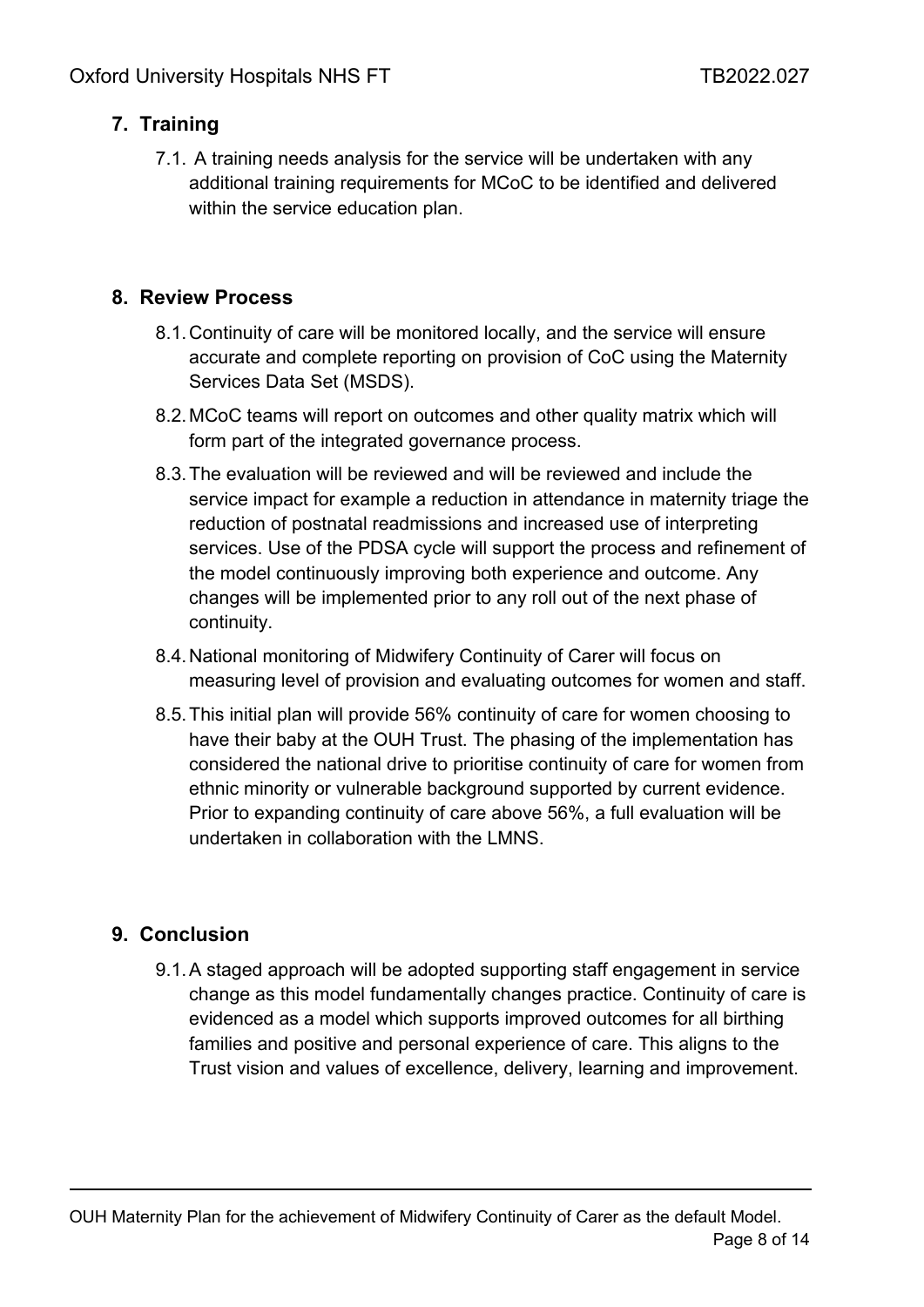## 7. Training

7.1. A training needs analysis for the service will be undertaken with any additional training requirements for MCoC to be identified and delivered within the service education plan.

## 8. Review Process

8.1. Continuity of care will be monitored locally, and the service will ensure accurate and complete reporting on provision of CoC using the Maternity Services Data Set (MSDS).

8.2. MCoC teams will report on outcomes and other quality matrix which will form part of the integrated governance process.

8.3. The evaluation will be reviewed and will be reviewed and include the service impact for example a reduction in attendance in maternity triage the reduction of postnatal readmissions and increased use of interpreting services. Use of the PDSA cycle will support the process and refinement of the model continuously improving both experience and outcome. Any changes will be implemented prior to any roll out of the next phase of continuity.

8.4. National monitoring of Midwifery Continuity of Carer will focus on measuring level of provision and evaluating outcomes for women and staff.

8.5. This initial plan will provide 56% continuity of care for women choosing to have their baby at the OUH Trust. The phasing of the implementation has considered the national drive to prioritise continuity of care for women from ethnic minority or vulnerable background supported by current evidence. Prior to expanding continuity of care above 56%, a full evaluation will be undertaken in collaboration with the LMNS.

## 9. Conclusion

9.1. A staged approach will be adopted supporting staff engagement in service change as this model fundamentally changes practice. Continuity of care is evidenced as a model which supports improved outcomes for all birthing families and positive and personal experience of care. This aligns to the Trust vision and values of excellence, delivery, learning and improvement.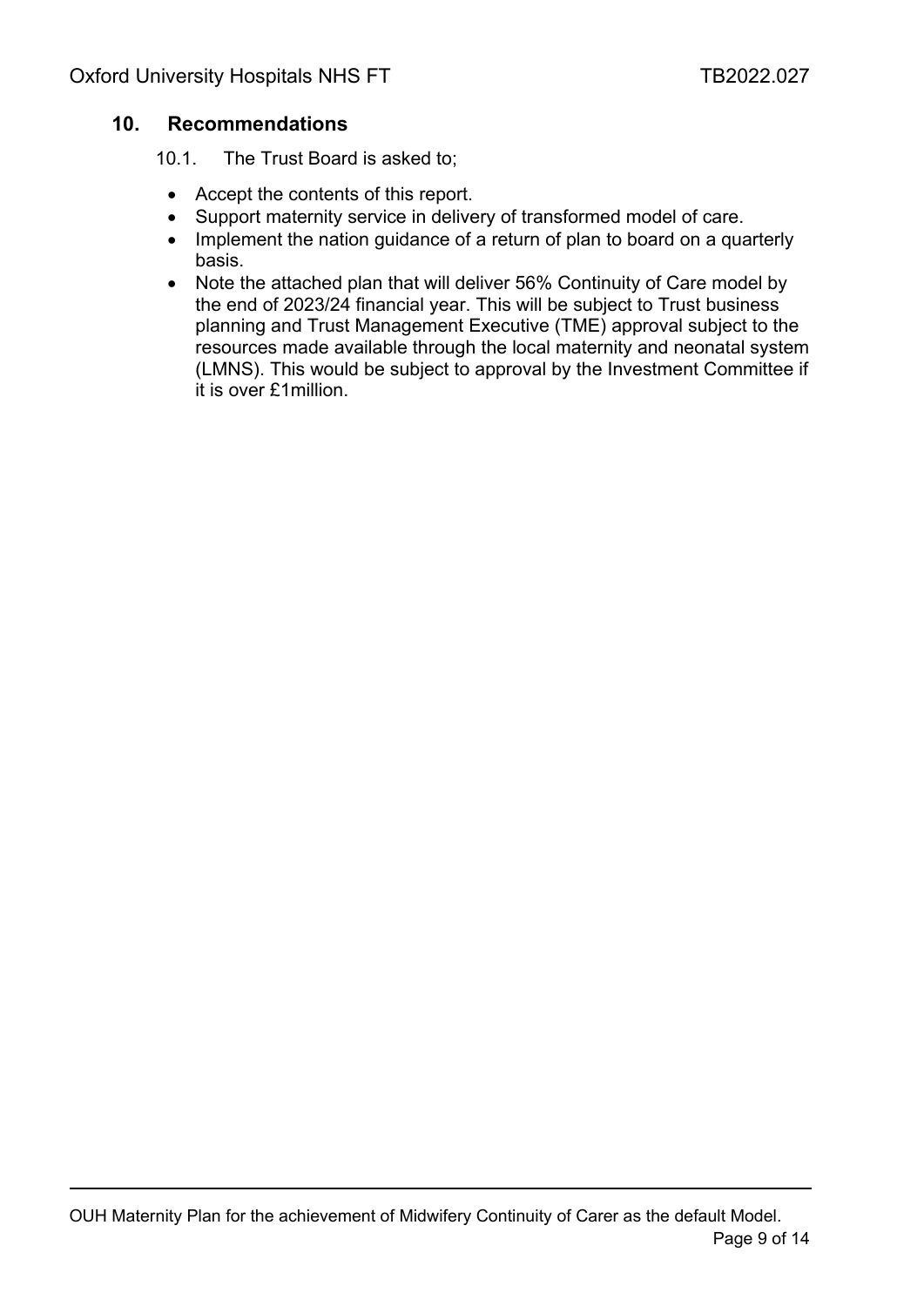## 10. Recommendations

10.1. The Trust Board is asked to;

- Accept the contents of this report.
- Support maternity service in delivery of transformed model of care.
- Implement the nation guidance of a return of plan to board on a quarterly basis.
- Note the attached plan that will deliver 56% Continuity of Care model by the end of 2023/24 financial year. This will be subject to Trust business planning and Trust Management Executive (TME) approval subject to the resources made available through the local maternity and neonatal system (LMNS). This would be subject to approval by the Investment Committee if it is over £1million.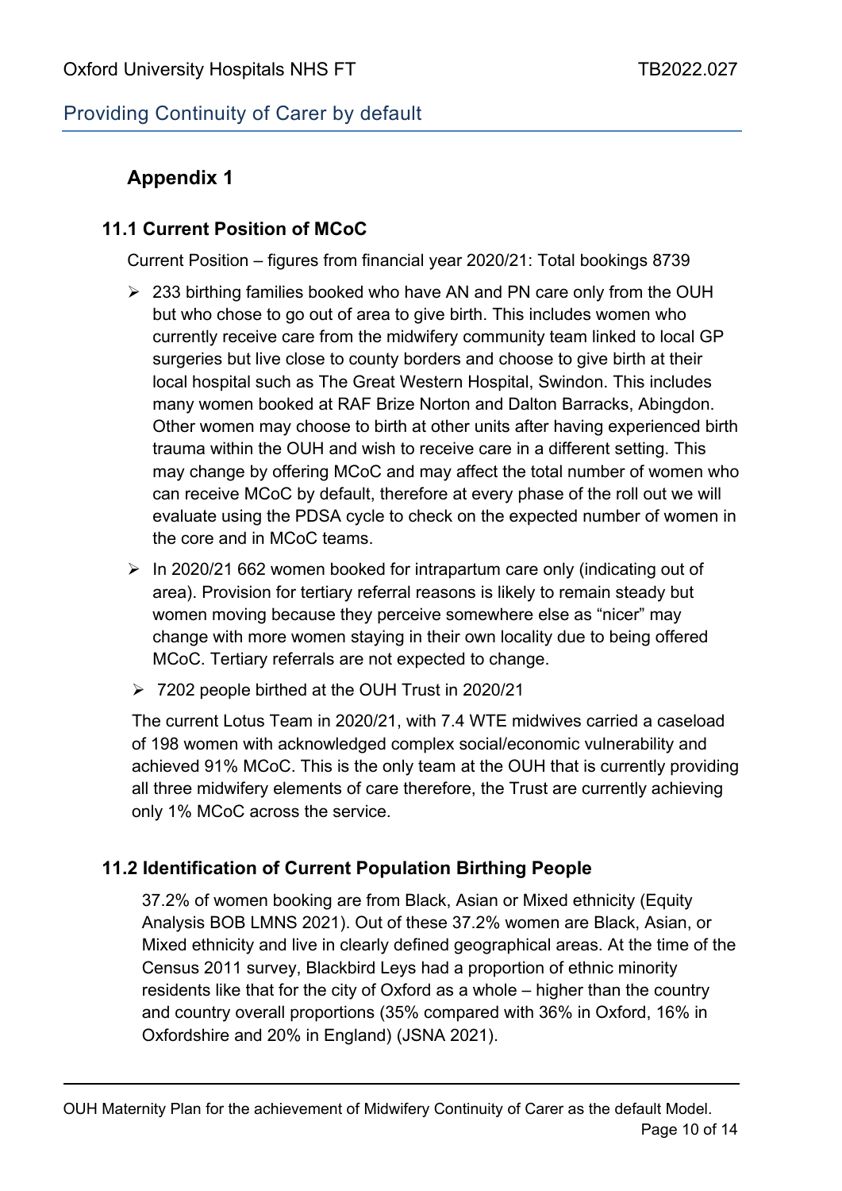## Appendix 1

### 11.1 Current Position of MCoC

Current Position – figures from financial year 2020/21: Total bookings 8739

- 233 birthing families booked who have AN and PN care only from the OUH but who chose to go out of area to give birth. This includes women who currently receive care from the midwifery community team linked to local GP surgeries but live close to county borders and choose to give birth at their local hospital such as The Great Western Hospital, Swindon. This includes many women booked at RAF Brize Norton and Dalton Barracks, Abingdon. Other women may choose to birth at other units after having experienced birth trauma within the OUH and wish to receive care in a different setting. This may change by offering MCoC and may affect the total number of women who can receive MCoC by default, therefore at every phase of the roll out we will evaluate using the PDSA cycle to check on the expected number of women in the core and in MCoC teams.
- In 2020/21 662 women booked for intrapartum care only (indicating out of area). Provision for tertiary referral reasons is likely to remain steady but women moving because they perceive somewhere else as "nicer" may change with more women staying in their own locality due to being offered MCoC. Tertiary referrals are not expected to change.
- 7202 people birthed at the OUH Trust in 2020/21

The current Lotus Team in 2020/21, with 7.4 WTE midwives carried a caseload of 198 women with acknowledged complex social/economic vulnerability and achieved 91% MCoC. This is the only team at the OUH that is currently providing all three midwifery elements of care therefore, the Trust are currently achieving only 1% MCoC across the service.

### 11.2 Identification of Current Population Birthing People

37.2% of women booking are from Black, Asian or Mixed ethnicity (Equity Analysis BOB LMNS 2021). Out of these 37.2% women are Black, Asian, or Mixed ethnicity and live in clearly defined geographical areas. At the time of the Census 2011 survey, Blackbird Leys had a proportion of ethnic minority residents like that for the city of Oxford as a whole – higher than the country and country overall proportions (35% compared with 36% in Oxford, 16% in Oxfordshire and 20% in England) (JSNA 2021).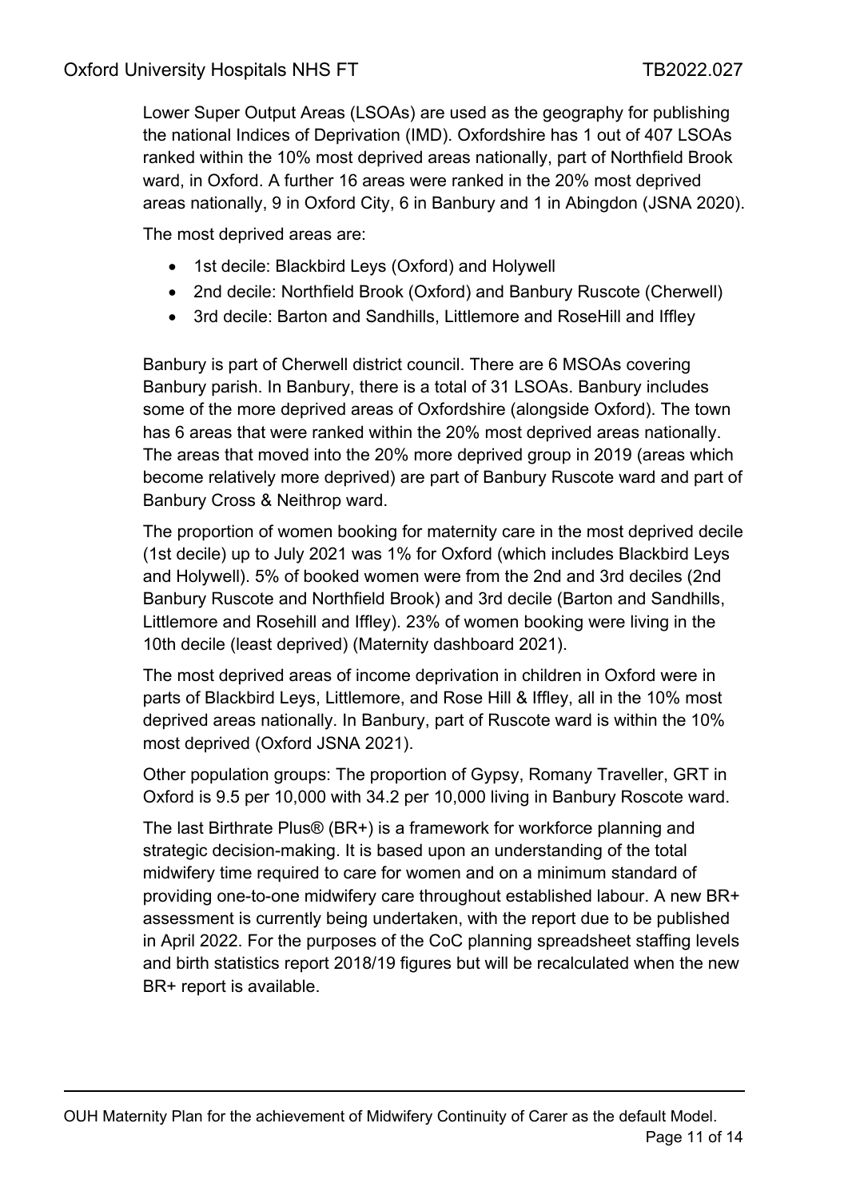Lower Super Output Areas (LSOAs) are used as the geography for publishing the national Indices of Deprivation (IMD). Oxfordshire has 1 out of 407 LSOAs ranked within the 10% most deprived areas nationally, part of Northfield Brook ward, in Oxford. A further 16 areas were ranked in the 20% most deprived areas nationally, 9 in Oxford City, 6 in Banbury and 1 in Abingdon (JSNA 2020).

The most deprived areas are:

- 1st decile: Blackbird Leys (Oxford) and Holywell
- 2nd decile: Northfield Brook (Oxford) and Banbury Ruscote (Cherwell)
- 3rd decile: Barton and Sandhills, Littlemore and RoseHill and Iffley

Banbury is part of Cherwell district council. There are 6 MSOAs covering Banbury parish. In Banbury, there is a total of 31 LSOAs. Banbury includes some of the more deprived areas of Oxfordshire (alongside Oxford). The town has 6 areas that were ranked within the 20% most deprived areas nationally. The areas that moved into the 20% more deprived group in 2019 (areas which become relatively more deprived) are part of Banbury Ruscote ward and part of Banbury Cross & Neithrop ward.

The proportion of women booking for maternity care in the most deprived decile (1st decile) up to July 2021 was 1% for Oxford (which includes Blackbird Leys and Holywell). 5% of booked women were from the 2nd and 3rd deciles (2nd Banbury Ruscote and Northfield Brook) and 3rd decile (Barton and Sandhills, Littlemore and Rosehill and Iffley). 23% of women booking were living in the 10th decile (least deprived) (Maternity dashboard 2021).

The most deprived areas of income deprivation in children in Oxford were in parts of Blackbird Leys, Littlemore, and Rose Hill & Iffley, all in the 10% most deprived areas nationally. In Banbury, part of Ruscote ward is within the 10% most deprived (Oxford JSNA 2021).

Other population groups: The proportion of Gypsy, Romany Traveller, GRT in Oxford is 9.5 per 10,000 with 34.2 per 10,000 living in Banbury Roscote ward.

The last Birthrate Plus® (BR+) is a framework for workforce planning and strategic decision-making. It is based upon an understanding of the total midwifery time required to care for women and on a minimum standard of providing one-to-one midwifery care throughout established labour. A new BR+ assessment is currently being undertaken, with the report due to be published in April 2022. For the purposes of the CoC planning spreadsheet staffing levels and birth statistics report 2018/19 figures but will be recalculated when the new BR+ report is available.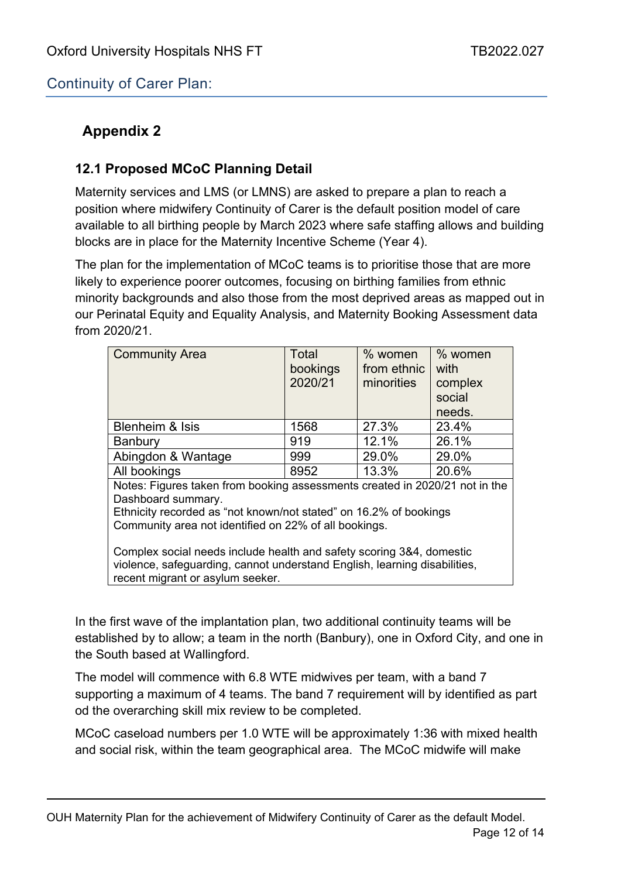## Continuity of Carer Plan:

# Appendix 2

### 12.1 Proposed MCoC Planning Detail

Maternity services and LMS (or LMNS) are asked to prepare a plan to reach a position where midwifery Continuity of Carer is the default position model of care available to all birthing people by March 2023 where safe staffing allows and building blocks are in place for the Maternity Incentive Scheme (Year 4).

The plan for the implementation of MCoC teams is to prioritise those that are more likely to experience poorer outcomes, focusing on birthing families from ethnic minority backgrounds and also those from the most deprived areas as mapped out in our Perinatal Equity and Equality Analysis, and Maternity Booking Assessment data from 2020/21.

| Community Area | Total bookings 2020/21 | % women from ethnic minorities | % women with complex social needs. |
|---|---|---|---|
| Blenheim & Isis | 1568 | 27.3% | 23.4% |
| Banbury | 919 | 12.1% | 26.1% |
| Abingdon & Wantage | 999 | 29.0% | 29.0% |
| All bookings | 8952 | 13.3% | 20.6% |

Notes: Figures taken from booking assessments created in 2020/21 not in the Dashboard summary.
Ethnicity recorded as "not known/not stated" on 16.2% of bookings
Community area not identified on 22% of all bookings.

Complex social needs include health and safety scoring 3&4, domestic violence, safeguarding, cannot understand English, learning disabilities, recent migrant or asylum seeker.

In the first wave of the implantation plan, two additional continuity teams will be established by to allow; a team in the north (Banbury), one in Oxford City, and one in the South based at Wallingford.

The model will commence with 6.8 WTE midwives per team, with a band 7 supporting a maximum of 4 teams. The band 7 requirement will by identified as part od the overarching skill mix review to be completed.

MCoC caseload numbers per 1.0 WTE will be approximately 1:36 with mixed health and social risk, within the team geographical area. The MCoC midwife will make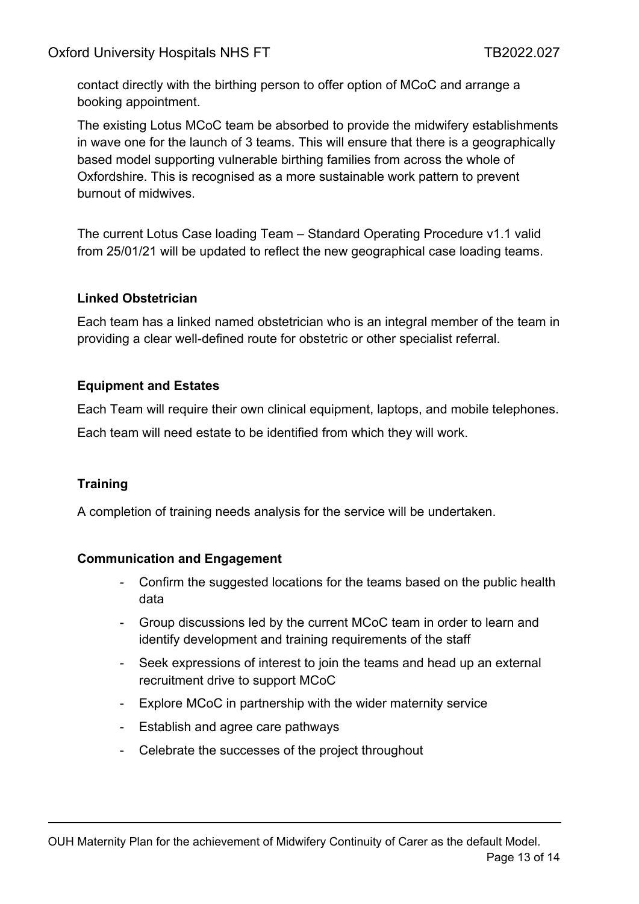contact directly with the birthing person to offer option of MCoC and arrange a booking appointment.

The existing Lotus MCoC team be absorbed to provide the midwifery establishments in wave one for the launch of 3 teams. This will ensure that there is a geographically based model supporting vulnerable birthing families from across the whole of Oxfordshire. This is recognised as a more sustainable work pattern to prevent burnout of midwives.

The current Lotus Case loading Team – Standard Operating Procedure v1.1 valid from 25/01/21 will be updated to reflect the new geographical case loading teams.

**Linked Obstetrician**

Each team has a linked named obstetrician who is an integral member of the team in providing a clear well-defined route for obstetric or other specialist referral.

**Equipment and Estates**

Each Team will require their own clinical equipment, laptops, and mobile telephones.

Each team will need estate to be identified from which they will work.

**Training**

A completion of training needs analysis for the service will be undertaken.

**Communication and Engagement**

- Confirm the suggested locations for the teams based on the public health data
- Group discussions led by the current MCoC team in order to learn and identify development and training requirements of the staff
- Seek expressions of interest to join the teams and head up an external recruitment drive to support MCoC
- Explore MCoC in partnership with the wider maternity service
- Establish and agree care pathways
- Celebrate the successes of the project throughout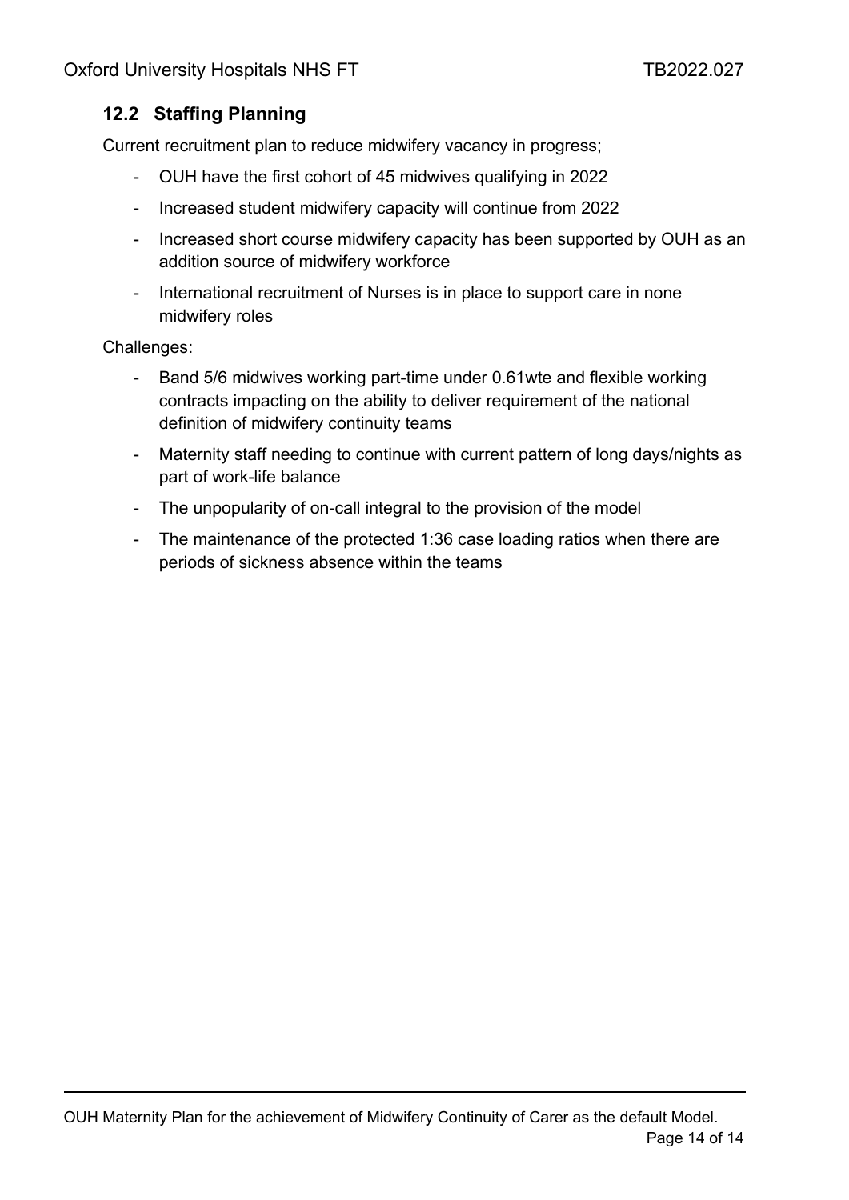### 12.2 Staffing Planning

Current recruitment plan to reduce midwifery vacancy in progress;

- OUH have the first cohort of 45 midwives qualifying in 2022
- Increased student midwifery capacity will continue from 2022
- Increased short course midwifery capacity has been supported by OUH as an addition source of midwifery workforce
- International recruitment of Nurses is in place to support care in none midwifery roles

Challenges:

- Band 5/6 midwives working part-time under 0.61wte and flexible working contracts impacting on the ability to deliver requirement of the national definition of midwifery continuity teams
- Maternity staff needing to continue with current pattern of long days/nights as part of work-life balance
- The unpopularity of on-call integral to the provision of the model
- The maintenance of the protected 1:36 case loading ratios when there are periods of sickness absence within the teams